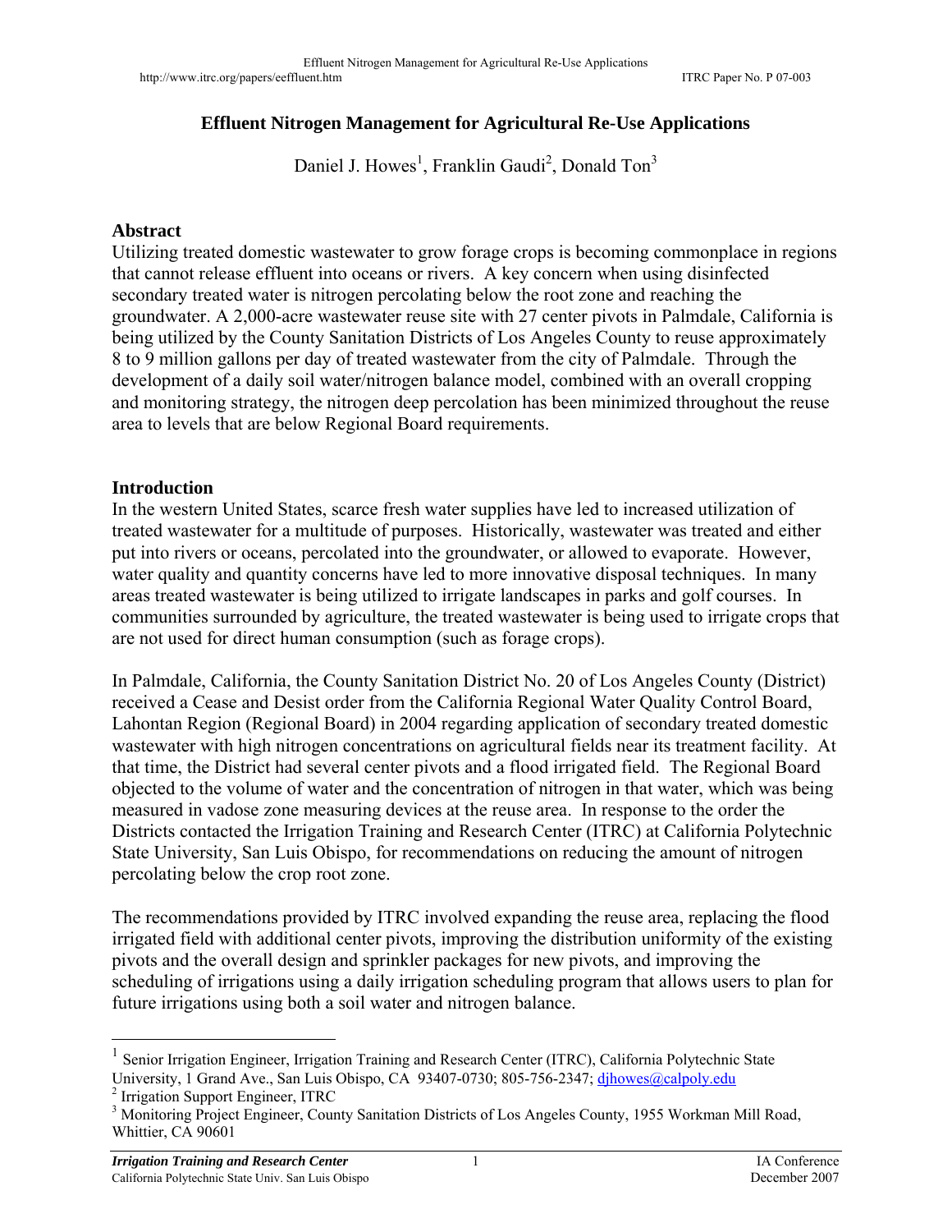# Effluent Nitrogen Management for Agricultural Re-Use Applications

Daniel J. Howes[1], Franklin Gaudi[2], Donald Ton[3]

## Abstract

Utilizing treated domestic wastewater to grow forage crops is becoming commonplace in regions that cannot release effluent into oceans or rivers. A key concern when using disinfected secondary treated water is nitrogen percolating below the root zone and reaching the groundwater. A 2,000-acre wastewater reuse site with 27 center pivots in Palmdale, California is being utilized by the County Sanitation Districts of Los Angeles County to reuse approximately 8 to 9 million gallons per day of treated wastewater from the city of Palmdale. Through the development of a daily soil water/nitrogen balance model, combined with an overall cropping and monitoring strategy, the nitrogen deep percolation has been minimized throughout the reuse area to levels that are below Regional Board requirements.

## Introduction

In the western United States, scarce fresh water supplies have led to increased utilization of treated wastewater for a multitude of purposes. Historically, wastewater was treated and either put into rivers or oceans, percolated into the groundwater, or allowed to evaporate. However, water quality and quantity concerns have led to more innovative disposal techniques. In many areas treated wastewater is being utilized to irrigate landscapes in parks and golf courses. In communities surrounded by agriculture, the treated wastewater is being used to irrigate crops that are not used for direct human consumption (such as forage crops).

In Palmdale, California, the County Sanitation District No. 20 of Los Angeles County (District) received a Cease and Desist order from the California Regional Water Quality Control Board, Lahontan Region (Regional Board) in 2004 regarding application of secondary treated domestic wastewater with high nitrogen concentrations on agricultural fields near its treatment facility. At that time, the District had several center pivots and a flood irrigated field. The Regional Board objected to the volume of water and the concentration of nitrogen in that water, which was being measured in vadose zone measuring devices at the reuse area. In response to the order the Districts contacted the Irrigation Training and Research Center (ITRC) at California Polytechnic State University, San Luis Obispo, for recommendations on reducing the amount of nitrogen percolating below the crop root zone.

The recommendations provided by ITRC involved expanding the reuse area, replacing the flood irrigated field with additional center pivots, improving the distribution uniformity of the existing pivots and the overall design and sprinkler packages for new pivots, and improving the scheduling of irrigations using a daily irrigation scheduling program that allows users to plan for future irrigations using both a soil water and nitrogen balance.

---

[1] Senior Irrigation Engineer, Irrigation Training and Research Center (ITRC), California Polytechnic State University, 1 Grand Ave., San Luis Obispo, CA 93407-0730; 805-756-2347; djhowes@calpoly.edu

[2] Irrigation Support Engineer, ITRC

[3] Monitoring Project Engineer, County Sanitation Districts of Los Angeles County, 1955 Workman Mill Road, Whittier, CA 90601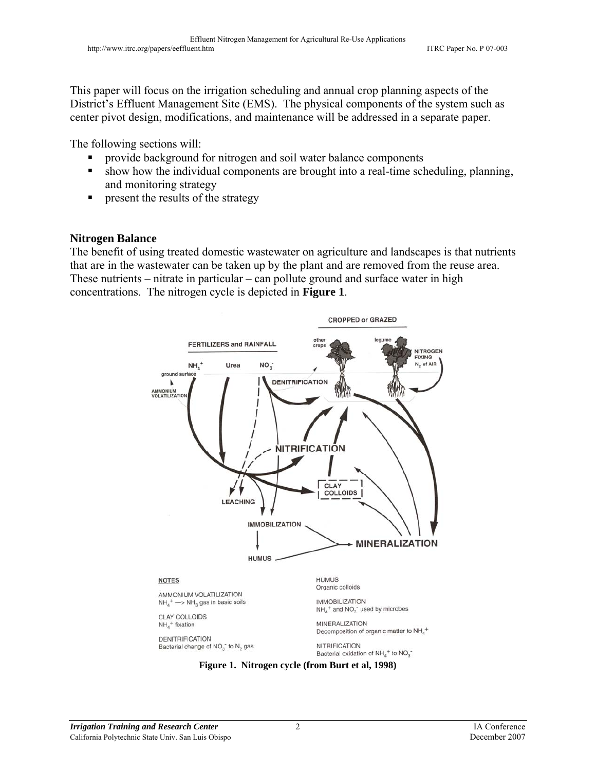This paper will focus on the irrigation scheduling and annual crop planning aspects of the District's Effluent Management Site (EMS). The physical components of the system such as center pivot design, modifications, and maintenance will be addressed in a separate paper.

The following sections will:

- provide background for nitrogen and soil water balance components
- show how the individual components are brought into a real-time scheduling, planning, and monitoring strategy
- present the results of the strategy

### Nitrogen Balance

The benefit of using treated domestic wastewater on agriculture and landscapes is that nutrients that are in the wastewater can be taken up by the plant and are removed from the reuse area. These nutrients – nitrate in particular – can pollute ground and surface water in high concentrations. The nitrogen cycle is depicted in **Figure 1**.

**Figure 1. Nitrogen cycle (from Burt et al, 1998)**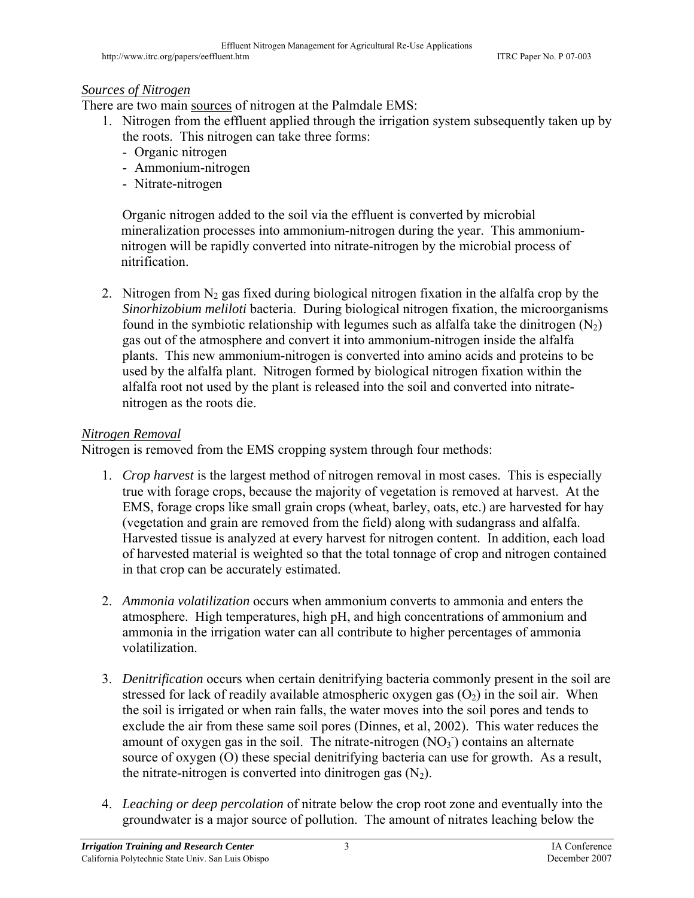*Sources of Nitrogen*

There are two main sources of nitrogen at the Palmdale EMS:

1. Nitrogen from the effluent applied through the irrigation system subsequently taken up by the roots. This nitrogen can take three forms:
   - Organic nitrogen
   - Ammonium-nitrogen
   - Nitrate-nitrogen

   Organic nitrogen added to the soil via the effluent is converted by microbial mineralization processes into ammonium-nitrogen during the year. This ammonium-nitrogen will be rapidly converted into nitrate-nitrogen by the microbial process of nitrification.

2. Nitrogen from $N_2$ gas fixed during biological nitrogen fixation in the alfalfa crop by the *Sinorhizobium meliloti* bacteria. During biological nitrogen fixation, the microorganisms found in the symbiotic relationship with legumes such as alfalfa take the dinitrogen ($N_2$) gas out of the atmosphere and convert it into ammonium-nitrogen inside the alfalfa plants. This new ammonium-nitrogen is converted into amino acids and proteins to be used by the alfalfa plant. Nitrogen formed by biological nitrogen fixation within the alfalfa root not used by the plant is released into the soil and converted into nitrate-nitrogen as the roots die.

*Nitrogen Removal*

Nitrogen is removed from the EMS cropping system through four methods:

1. *Crop harvest* is the largest method of nitrogen removal in most cases. This is especially true with forage crops, because the majority of vegetation is removed at harvest. At the EMS, forage crops like small grain crops (wheat, barley, oats, etc.) are harvested for hay (vegetation and grain are removed from the field) along with sudangrass and alfalfa. Harvested tissue is analyzed at every harvest for nitrogen content. In addition, each load of harvested material is weighted so that the total tonnage of crop and nitrogen contained in that crop can be accurately estimated.

2. *Ammonia volatilization* occurs when ammonium converts to ammonia and enters the atmosphere. High temperatures, high pH, and high concentrations of ammonium and ammonia in the irrigation water can all contribute to higher percentages of ammonia volatilization.

3. *Denitrification* occurs when certain denitrifying bacteria commonly present in the soil are stressed for lack of readily available atmospheric oxygen gas ($O_2$) in the soil air. When the soil is irrigated or when rain falls, the water moves into the soil pores and tends to exclude the air from these same soil pores (Dinnes, et al, 2002). This water reduces the amount of oxygen gas in the soil. The nitrate-nitrogen ($NO_3^-$) contains an alternate source of oxygen (O) these special denitrifying bacteria can use for growth. As a result, the nitrate-nitrogen is converted into dinitrogen gas ($N_2$).

4. *Leaching or deep percolation* of nitrate below the crop root zone and eventually into the groundwater is a major source of pollution. The amount of nitrates leaching below the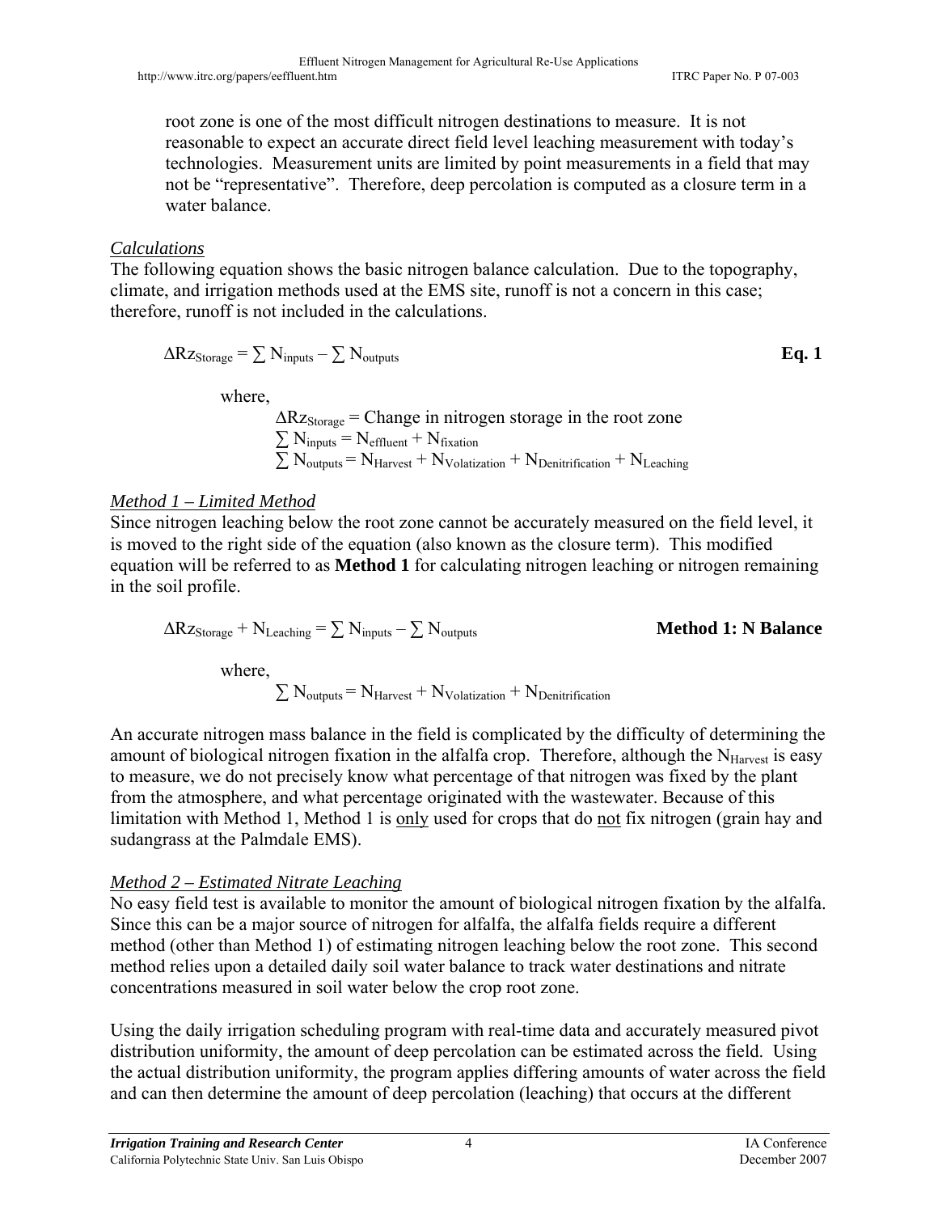root zone is one of the most difficult nitrogen destinations to measure. It is not reasonable to expect an accurate direct field level leaching measurement with today's technologies. Measurement units are limited by point measurements in a field that may not be "representative". Therefore, deep percolation is computed as a closure term in a water balance.

*Calculations*

The following equation shows the basic nitrogen balance calculation. Due to the topography, climate, and irrigation methods used at the EMS site, runoff is not a concern in this case; therefore, runoff is not included in the calculations.

$$\Delta Rz_{Storage} = \sum N_{inputs} - \sum N_{outputs} \qquad \textbf{Eq. 1}$$

where,

$\Delta Rz_{Storage}$ = Change in nitrogen storage in the root zone

$\sum N_{inputs} = N_{effluent} + N_{fixation}$

$\sum N_{outputs} = N_{Harvest} + N_{Volatization} + N_{Denitrification} + N_{Leaching}$

*Method 1 – Limited Method*

Since nitrogen leaching below the root zone cannot be accurately measured on the field level, it is moved to the right side of the equation (also known as the closure term). This modified equation will be referred to as **Method 1** for calculating nitrogen leaching or nitrogen remaining in the soil profile.

$$\Delta Rz_{Storage} + N_{Leaching} = \sum N_{inputs} - \sum N_{outputs} \qquad \textbf{Method 1: N Balance}$$

where,

$\sum N_{outputs} = N_{Harvest} + N_{Volatization} + N_{Denitrification}$

An accurate nitrogen mass balance in the field is complicated by the difficulty of determining the amount of biological nitrogen fixation in the alfalfa crop. Therefore, although the $N_{Harvest}$ is easy to measure, we do not precisely know what percentage of that nitrogen was fixed by the plant from the atmosphere, and what percentage originated with the wastewater. Because of this limitation with Method 1, Method 1 is only used for crops that do not fix nitrogen (grain hay and sudangrass at the Palmdale EMS).

*Method 2 – Estimated Nitrate Leaching*

No easy field test is available to monitor the amount of biological nitrogen fixation by the alfalfa. Since this can be a major source of nitrogen for alfalfa, the alfalfa fields require a different method (other than Method 1) of estimating nitrogen leaching below the root zone. This second method relies upon a detailed daily soil water balance to track water destinations and nitrate concentrations measured in soil water below the crop root zone.

Using the daily irrigation scheduling program with real-time data and accurately measured pivot distribution uniformity, the amount of deep percolation can be estimated across the field. Using the actual distribution uniformity, the program applies differing amounts of water across the field and can then determine the amount of deep percolation (leaching) that occurs at the different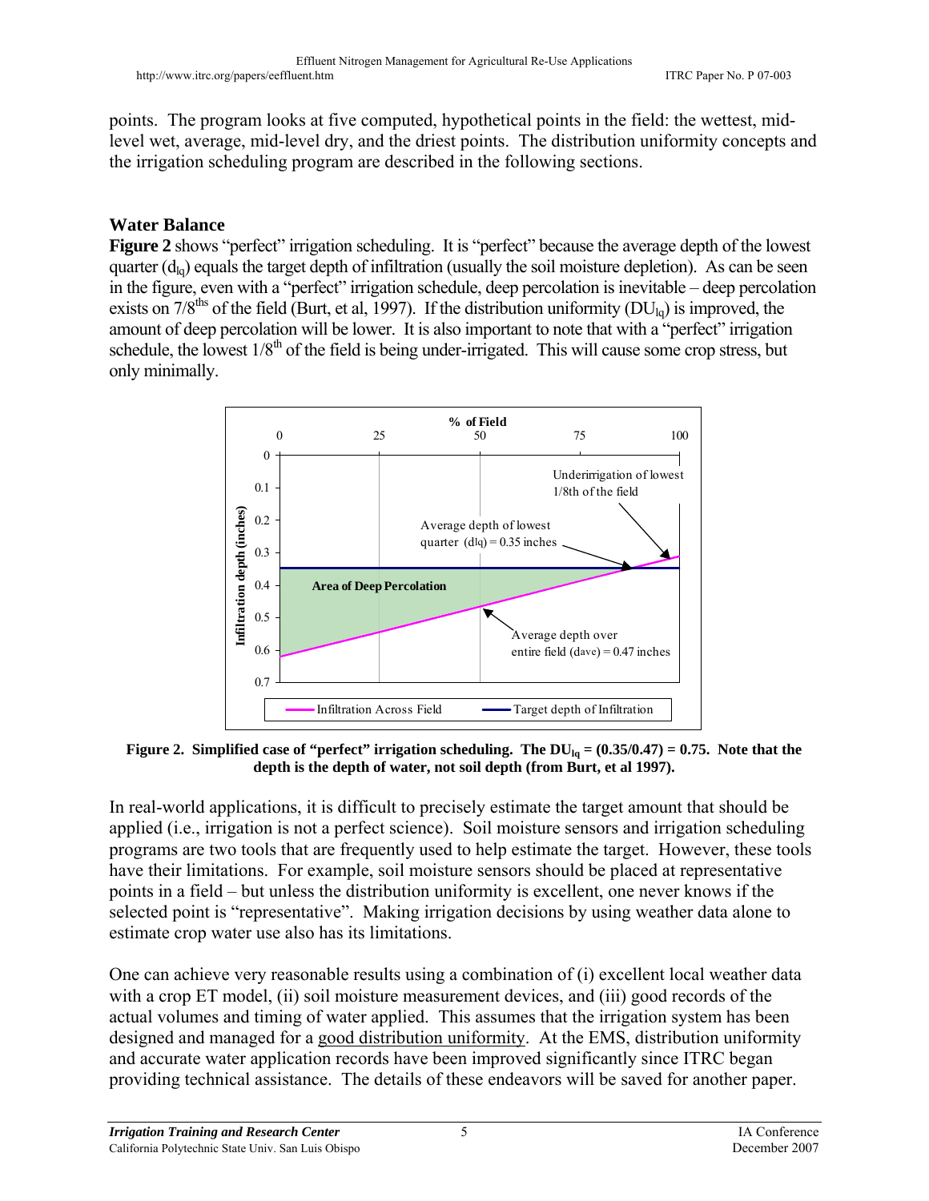points. The program looks at five computed, hypothetical points in the field: the wettest, mid-level wet, average, mid-level dry, and the driest points. The distribution uniformity concepts and the irrigation scheduling program are described in the following sections.

## Water Balance

**Figure 2** shows "perfect" irrigation scheduling. It is "perfect" because the average depth of the lowest quarter ($d_{lq}$) equals the target depth of infiltration (usually the soil moisture depletion). As can be seen in the figure, even with a "perfect" irrigation schedule, deep percolation is inevitable – deep percolation exists on 7/8$^{ths}$ of the field (Burt, et al, 1997). If the distribution uniformity ($DU_{lq}$) is improved, the amount of deep percolation will be lower. It is also important to note that with a "perfect" irrigation schedule, the lowest 1/8$^{th}$ of the field is being under-irrigated. This will cause some crop stress, but only minimally.

**Figure 2. Simplified case of "perfect" irrigation scheduling. The $DU_{lq}$ = (0.35/0.47) = 0.75. Note that the depth is the depth of water, not soil depth (from Burt, et al 1997).**

In real-world applications, it is difficult to precisely estimate the target amount that should be applied (i.e., irrigation is not a perfect science). Soil moisture sensors and irrigation scheduling programs are two tools that are frequently used to help estimate the target. However, these tools have their limitations. For example, soil moisture sensors should be placed at representative points in a field – but unless the distribution uniformity is excellent, one never knows if the selected point is "representative". Making irrigation decisions by using weather data alone to estimate crop water use also has its limitations.

One can achieve very reasonable results using a combination of (i) excellent local weather data with a crop ET model, (ii) soil moisture measurement devices, and (iii) good records of the actual volumes and timing of water applied. This assumes that the irrigation system has been designed and managed for a good distribution uniformity. At the EMS, distribution uniformity and accurate water application records have been improved significantly since ITRC began providing technical assistance. The details of these endeavors will be saved for another paper.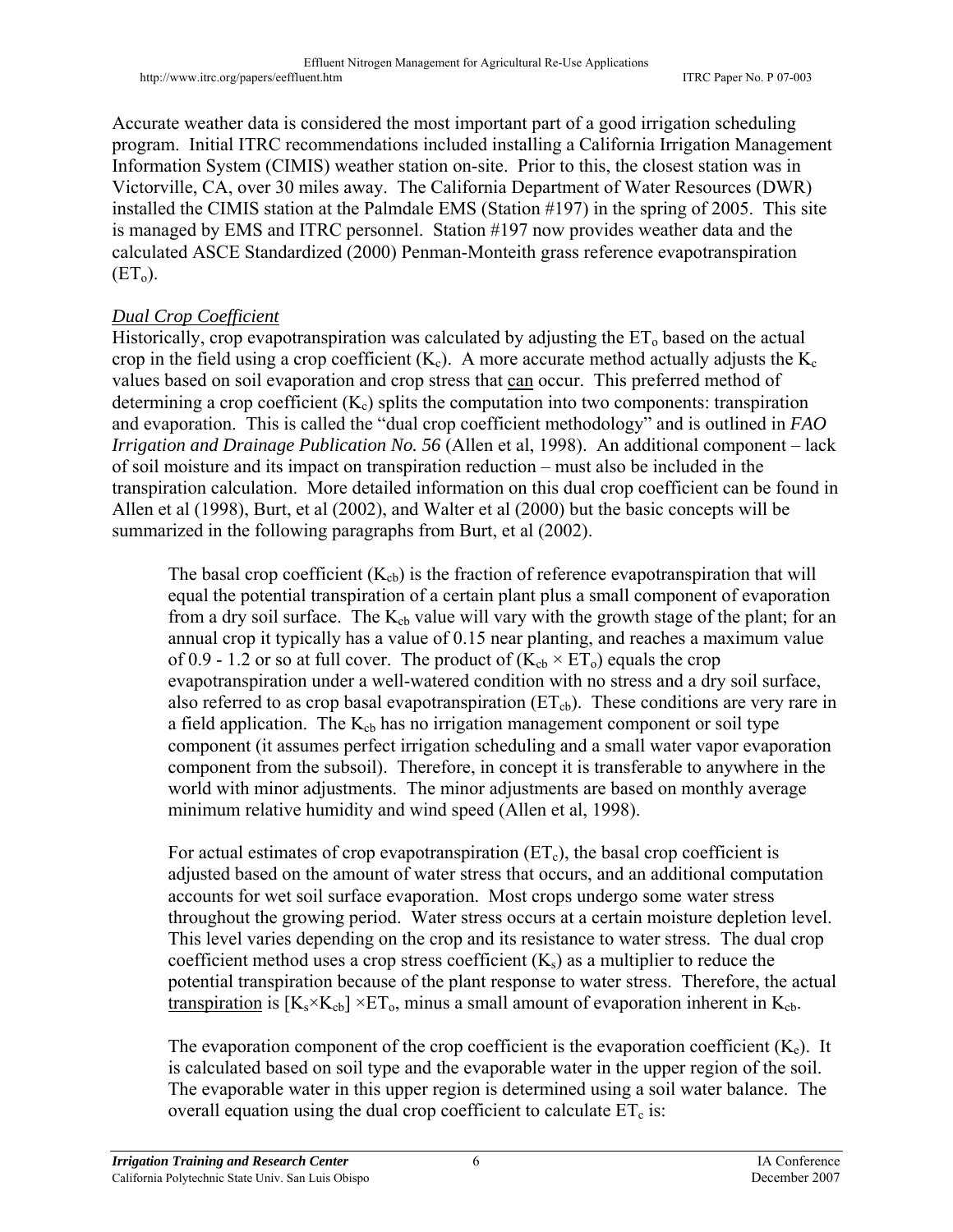Accurate weather data is considered the most important part of a good irrigation scheduling program. Initial ITRC recommendations included installing a California Irrigation Management Information System (CIMIS) weather station on-site. Prior to this, the closest station was in Victorville, CA, over 30 miles away. The California Department of Water Resources (DWR) installed the CIMIS station at the Palmdale EMS (Station #197) in the spring of 2005. This site is managed by EMS and ITRC personnel. Station #197 now provides weather data and the calculated ASCE Standardized (2000) Penman-Monteith grass reference evapotranspiration ($ET_o$).

*Dual Crop Coefficient*

Historically, crop evapotranspiration was calculated by adjusting the $ET_o$ based on the actual crop in the field using a crop coefficient ($K_c$). A more accurate method actually adjusts the $K_c$ values based on soil evaporation and crop stress that can occur. This preferred method of determining a crop coefficient ($K_c$) splits the computation into two components: transpiration and evaporation. This is called the "dual crop coefficient methodology" and is outlined in *FAO Irrigation and Drainage Publication No. 56* (Allen et al, 1998). An additional component – lack of soil moisture and its impact on transpiration reduction – must also be included in the transpiration calculation. More detailed information on this dual crop coefficient can be found in Allen et al (1998), Burt, et al (2002), and Walter et al (2000) but the basic concepts will be summarized in the following paragraphs from Burt, et al (2002).

> The basal crop coefficient ($K_{cb}$) is the fraction of reference evapotranspiration that will equal the potential transpiration of a certain plant plus a small component of evaporation from a dry soil surface. The $K_{cb}$ value will vary with the growth stage of the plant; for an annual crop it typically has a value of 0.15 near planting, and reaches a maximum value of 0.9 - 1.2 or so at full cover. The product of ($K_{cb} \times ET_o$) equals the crop evapotranspiration under a well-watered condition with no stress and a dry soil surface, also referred to as crop basal evapotranspiration ($ET_{cb}$). These conditions are very rare in a field application. The $K_{cb}$ has no irrigation management component or soil type component (it assumes perfect irrigation scheduling and a small water vapor evaporation component from the subsoil). Therefore, in concept it is transferable to anywhere in the world with minor adjustments. The minor adjustments are based on monthly average minimum relative humidity and wind speed (Allen et al, 1998).
>
> For actual estimates of crop evapotranspiration ($ET_c$), the basal crop coefficient is adjusted based on the amount of water stress that occurs, and an additional computation accounts for wet soil surface evaporation. Most crops undergo some water stress throughout the growing period. Water stress occurs at a certain moisture depletion level. This level varies depending on the crop and its resistance to water stress. The dual crop coefficient method uses a crop stress coefficient ($K_s$) as a multiplier to reduce the potential transpiration because of the plant response to water stress. Therefore, the actual transpiration is $[K_s \times K_{cb}] \times ET_o$, minus a small amount of evaporation inherent in $K_{cb}$.
>
> The evaporation component of the crop coefficient is the evaporation coefficient ($K_e$). It is calculated based on soil type and the evaporable water in the upper region of the soil. The evaporable water in this upper region is determined using a soil water balance. The overall equation using the dual crop coefficient to calculate $ET_c$ is: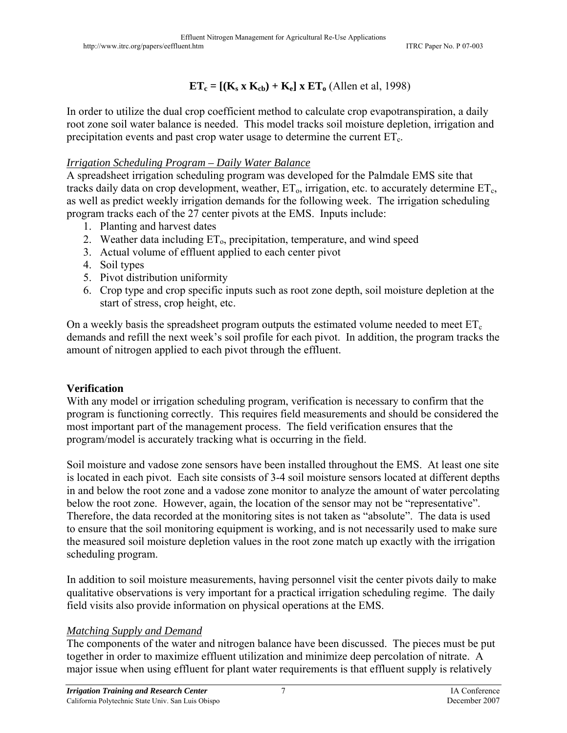$$ET_c = [(K_s \times K_{cb}) + K_e] \times ET_o \text{ (Allen et al, 1998)}$$

In order to utilize the dual crop coefficient method to calculate crop evapotranspiration, a daily root zone soil water balance is needed. This model tracks soil moisture depletion, irrigation and precipitation events and past crop water usage to determine the current $ET_c$.

*Irrigation Scheduling Program – Daily Water Balance*

A spreadsheet irrigation scheduling program was developed for the Palmdale EMS site that tracks daily data on crop development, weather, $ET_o$, irrigation, etc. to accurately determine $ET_c$, as well as predict weekly irrigation demands for the following week. The irrigation scheduling program tracks each of the 27 center pivots at the EMS. Inputs include:

1. Planting and harvest dates
2. Weather data including $ET_o$, precipitation, temperature, and wind speed
3. Actual volume of effluent applied to each center pivot
4. Soil types
5. Pivot distribution uniformity
6. Crop type and crop specific inputs such as root zone depth, soil moisture depletion at the start of stress, crop height, etc.

On a weekly basis the spreadsheet program outputs the estimated volume needed to meet $ET_c$ demands and refill the next week's soil profile for each pivot. In addition, the program tracks the amount of nitrogen applied to each pivot through the effluent.

## Verification

With any model or irrigation scheduling program, verification is necessary to confirm that the program is functioning correctly. This requires field measurements and should be considered the most important part of the management process. The field verification ensures that the program/model is accurately tracking what is occurring in the field.

Soil moisture and vadose zone sensors have been installed throughout the EMS. At least one site is located in each pivot. Each site consists of 3-4 soil moisture sensors located at different depths in and below the root zone and a vadose zone monitor to analyze the amount of water percolating below the root zone. However, again, the location of the sensor may not be "representative". Therefore, the data recorded at the monitoring sites is not taken as "absolute". The data is used to ensure that the soil monitoring equipment is working, and is not necessarily used to make sure the measured soil moisture depletion values in the root zone match up exactly with the irrigation scheduling program.

In addition to soil moisture measurements, having personnel visit the center pivots daily to make qualitative observations is very important for a practical irrigation scheduling regime. The daily field visits also provide information on physical operations at the EMS.

*Matching Supply and Demand*

The components of the water and nitrogen balance have been discussed. The pieces must be put together in order to maximize effluent utilization and minimize deep percolation of nitrate. A major issue when using effluent for plant water requirements is that effluent supply is relatively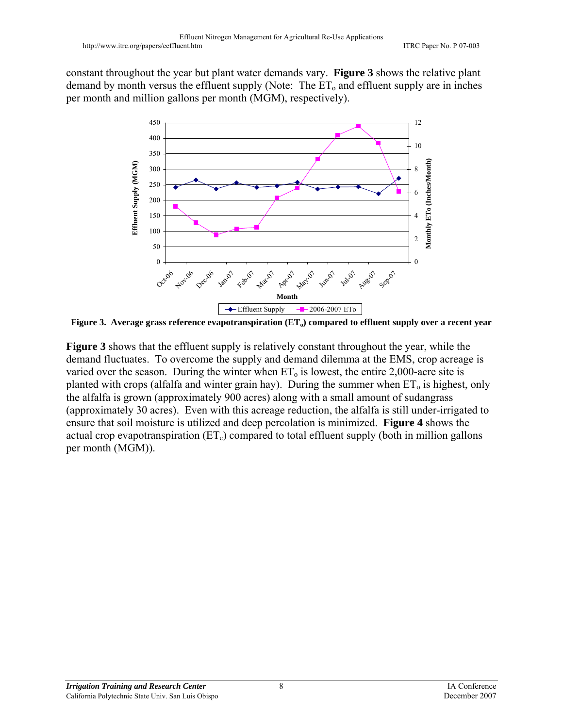constant throughout the year but plant water demands vary. **Figure 3** shows the relative plant demand by month versus the effluent supply (Note: The $ET_o$ and effluent supply are in inches per month and million gallons per month (MGM), respectively).

**Figure 3. Average grass reference evapotranspiration ($ET_o$) compared to effluent supply over a recent year**

**Figure 3** shows that the effluent supply is relatively constant throughout the year, while the demand fluctuates. To overcome the supply and demand dilemma at the EMS, crop acreage is varied over the season. During the winter when $ET_o$ is lowest, the entire 2,000-acre site is planted with crops (alfalfa and winter grain hay). During the summer when $ET_o$ is highest, only the alfalfa is grown (approximately 900 acres) along with a small amount of sudangrass (approximately 30 acres). Even with this acreage reduction, the alfalfa is still under-irrigated to ensure that soil moisture is utilized and deep percolation is minimized. **Figure 4** shows the actual crop evapotranspiration ($ET_c$) compared to total effluent supply (both in million gallons per month (MGM)).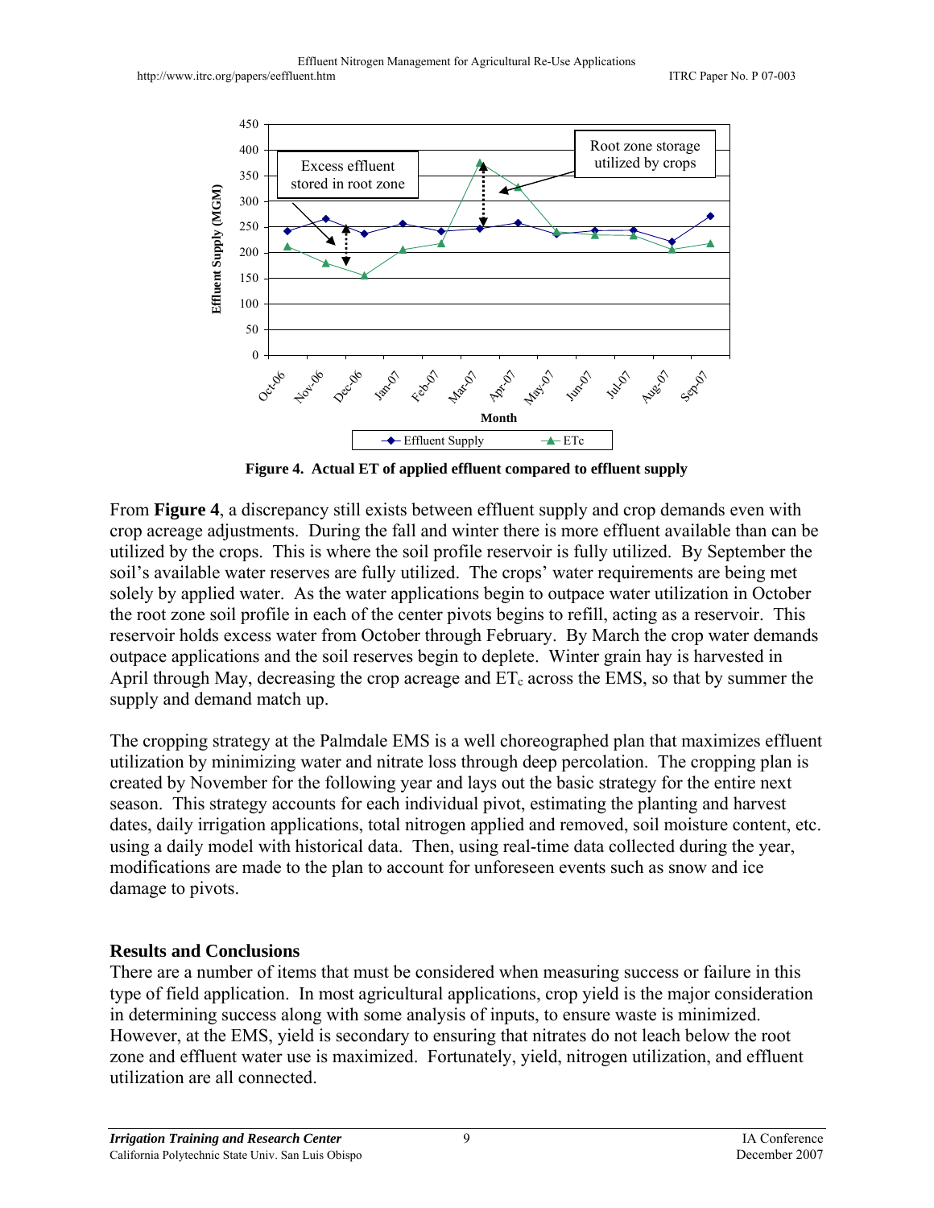**Figure 4. Actual ET of applied effluent compared to effluent supply**

From **Figure 4**, a discrepancy still exists between effluent supply and crop demands even with crop acreage adjustments. During the fall and winter there is more effluent available than can be utilized by the crops. This is where the soil profile reservoir is fully utilized. By September the soil's available water reserves are fully utilized. The crops' water requirements are being met solely by applied water. As the water applications begin to outpace water utilization in October the root zone soil profile in each of the center pivots begins to refill, acting as a reservoir. This reservoir holds excess water from October through February. By March the crop water demands outpace applications and the soil reserves begin to deplete. Winter grain hay is harvested in April through May, decreasing the crop acreage and $ET_c$ across the EMS, so that by summer the supply and demand match up.

The cropping strategy at the Palmdale EMS is a well choreographed plan that maximizes effluent utilization by minimizing water and nitrate loss through deep percolation. The cropping plan is created by November for the following year and lays out the basic strategy for the entire next season. This strategy accounts for each individual pivot, estimating the planting and harvest dates, daily irrigation applications, total nitrogen applied and removed, soil moisture content, etc. using a daily model with historical data. Then, using real-time data collected during the year, modifications are made to the plan to account for unforeseen events such as snow and ice damage to pivots.

## Results and Conclusions

There are a number of items that must be considered when measuring success or failure in this type of field application. In most agricultural applications, crop yield is the major consideration in determining success along with some analysis of inputs, to ensure waste is minimized. However, at the EMS, yield is secondary to ensuring that nitrates do not leach below the root zone and effluent water use is maximized. Fortunately, yield, nitrogen utilization, and effluent utilization are all connected.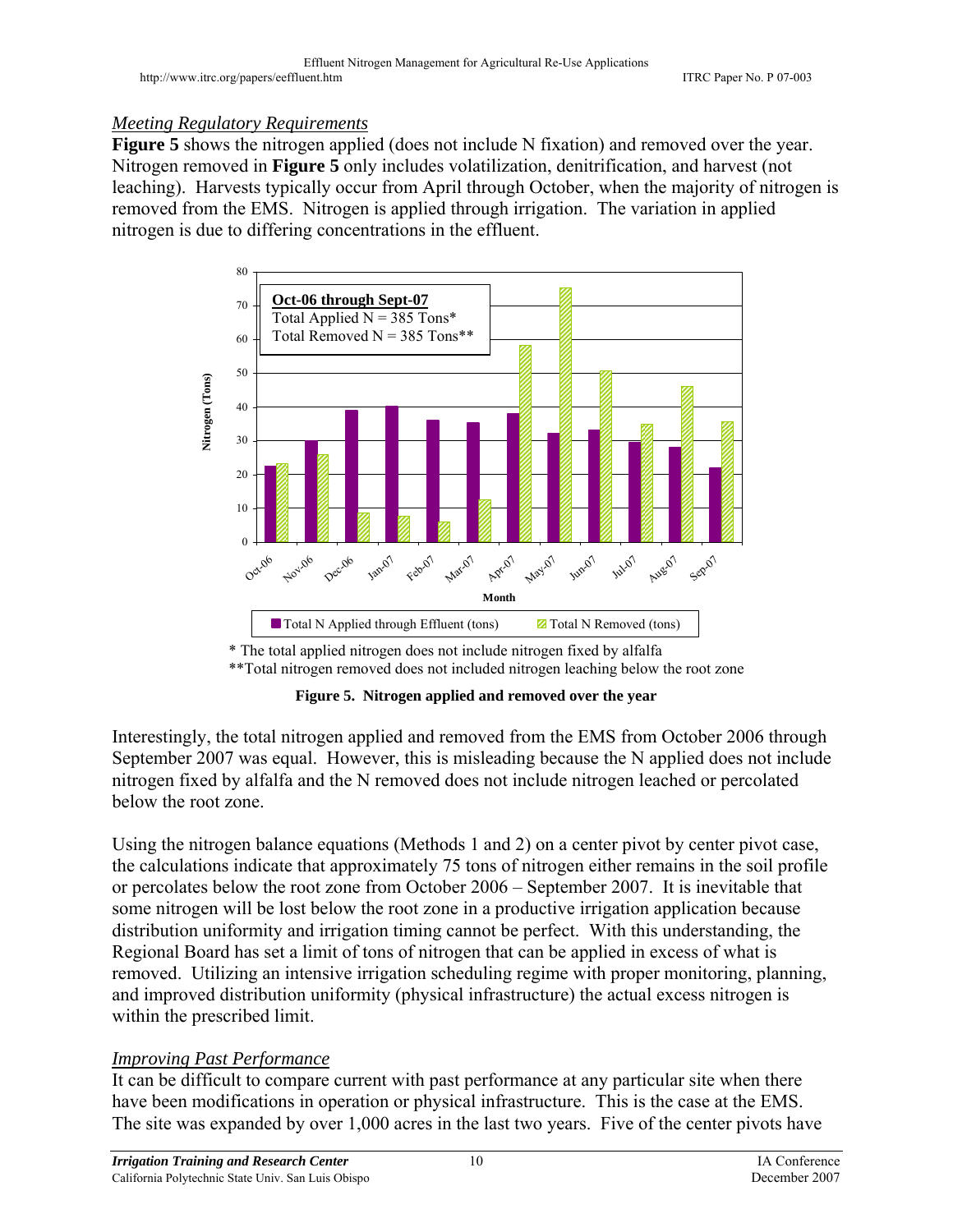*Meeting Regulatory Requirements*

**Figure 5** shows the nitrogen applied (does not include N fixation) and removed over the year. Nitrogen removed in **Figure 5** only includes volatilization, denitrification, and harvest (not leaching). Harvests typically occur from April through October, when the majority of nitrogen is removed from the EMS. Nitrogen is applied through irrigation. The variation in applied nitrogen is due to differing concentrations in the effluent.

* The total applied nitrogen does not include nitrogen fixed by alfalfa

**Total nitrogen removed does not included nitrogen leaching below the root zone

**Figure 5. Nitrogen applied and removed over the year**

Interestingly, the total nitrogen applied and removed from the EMS from October 2006 through September 2007 was equal. However, this is misleading because the N applied does not include nitrogen fixed by alfalfa and the N removed does not include nitrogen leached or percolated below the root zone.

Using the nitrogen balance equations (Methods 1 and 2) on a center pivot by center pivot case, the calculations indicate that approximately 75 tons of nitrogen either remains in the soil profile or percolates below the root zone from October 2006 – September 2007. It is inevitable that some nitrogen will be lost below the root zone in a productive irrigation application because distribution uniformity and irrigation timing cannot be perfect. With this understanding, the Regional Board has set a limit of tons of nitrogen that can be applied in excess of what is removed. Utilizing an intensive irrigation scheduling regime with proper monitoring, planning, and improved distribution uniformity (physical infrastructure) the actual excess nitrogen is within the prescribed limit.

*Improving Past Performance*

It can be difficult to compare current with past performance at any particular site when there have been modifications in operation or physical infrastructure. This is the case at the EMS. The site was expanded by over 1,000 acres in the last two years. Five of the center pivots have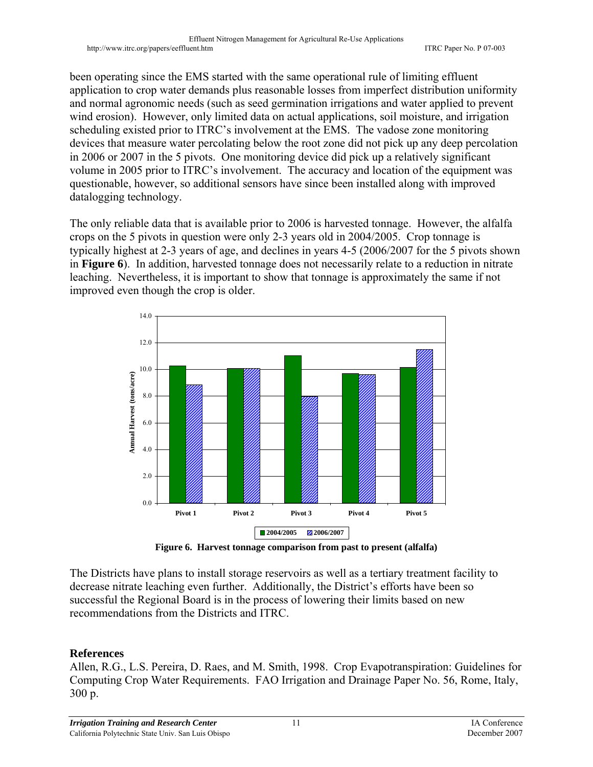been operating since the EMS started with the same operational rule of limiting effluent application to crop water demands plus reasonable losses from imperfect distribution uniformity and normal agronomic needs (such as seed germination irrigations and water applied to prevent wind erosion). However, only limited data on actual applications, soil moisture, and irrigation scheduling existed prior to ITRC's involvement at the EMS. The vadose zone monitoring devices that measure water percolating below the root zone did not pick up any deep percolation in 2006 or 2007 in the 5 pivots. One monitoring device did pick up a relatively significant volume in 2005 prior to ITRC's involvement. The accuracy and location of the equipment was questionable, however, so additional sensors have since been installed along with improved datalogging technology.

The only reliable data that is available prior to 2006 is harvested tonnage. However, the alfalfa crops on the 5 pivots in question were only 2-3 years old in 2004/2005. Crop tonnage is typically highest at 2-3 years of age, and declines in years 4-5 (2006/2007 for the 5 pivots shown in **Figure 6**). In addition, harvested tonnage does not necessarily relate to a reduction in nitrate leaching. Nevertheless, it is important to show that tonnage is approximately the same if not improved even though the crop is older.

**Figure 6. Harvest tonnage comparison from past to present (alfalfa)**

The Districts have plans to install storage reservoirs as well as a tertiary treatment facility to decrease nitrate leaching even further. Additionally, the District's efforts have been so successful the Regional Board is in the process of lowering their limits based on new recommendations from the Districts and ITRC.

## References

Allen, R.G., L.S. Pereira, D. Raes, and M. Smith, 1998. Crop Evapotranspiration: Guidelines for Computing Crop Water Requirements. FAO Irrigation and Drainage Paper No. 56, Rome, Italy, 300 p.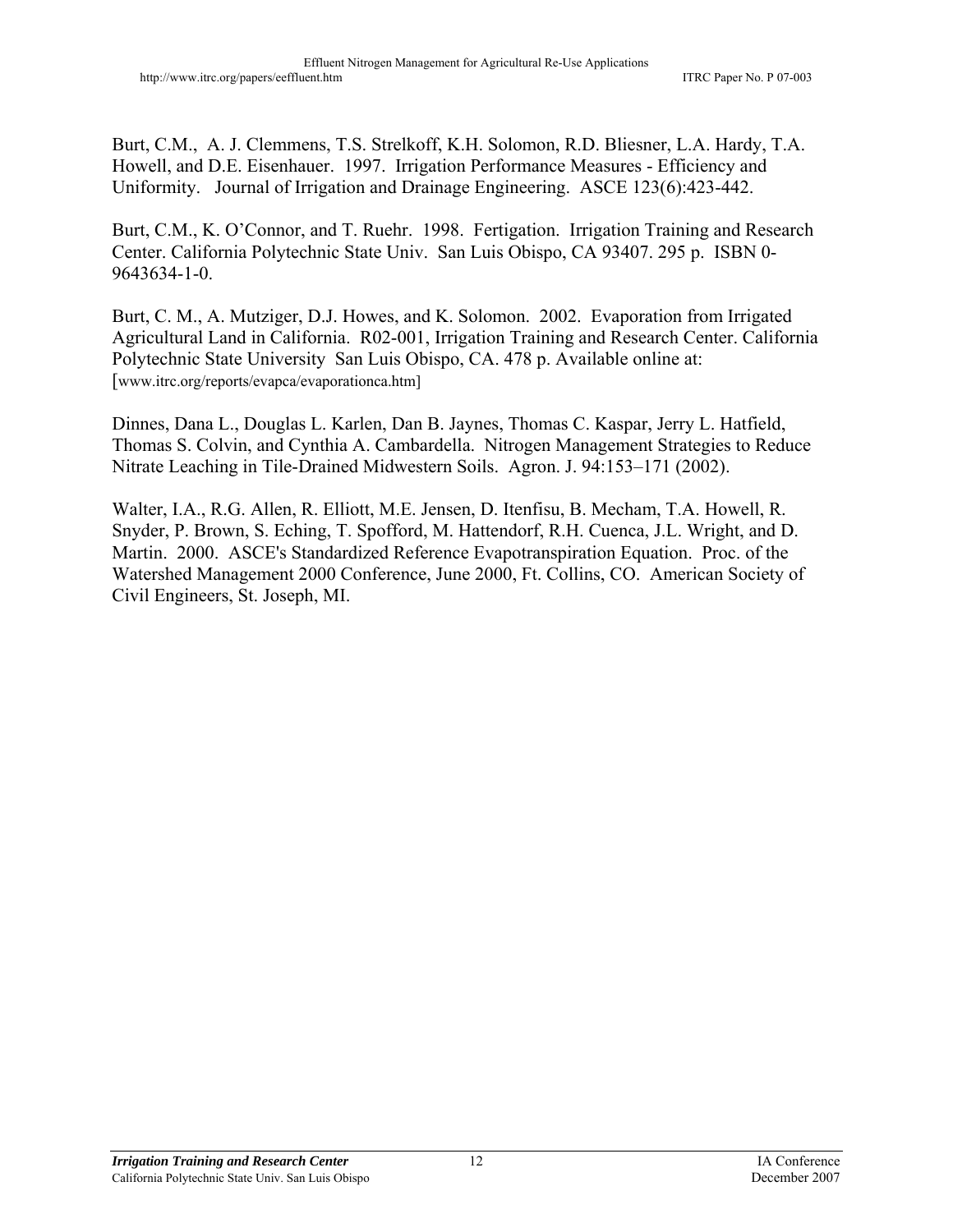Burt, C.M., A. J. Clemmens, T.S. Strelkoff, K.H. Solomon, R.D. Bliesner, L.A. Hardy, T.A. Howell, and D.E. Eisenhauer. 1997. Irrigation Performance Measures - Efficiency and Uniformity. Journal of Irrigation and Drainage Engineering. ASCE 123(6):423-442.

Burt, C.M., K. O'Connor, and T. Ruehr. 1998. Fertigation. Irrigation Training and Research Center. California Polytechnic State Univ. San Luis Obispo, CA 93407. 295 p. ISBN 0-9643634-1-0.

Burt, C. M., A. Mutziger, D.J. Howes, and K. Solomon. 2002. Evaporation from Irrigated Agricultural Land in California. R02-001, Irrigation Training and Research Center. California Polytechnic State University San Luis Obispo, CA. 478 p. Available online at: [www.itrc.org/reports/evapca/evaporationca.htm]

Dinnes, Dana L., Douglas L. Karlen, Dan B. Jaynes, Thomas C. Kaspar, Jerry L. Hatfield, Thomas S. Colvin, and Cynthia A. Cambardella. Nitrogen Management Strategies to Reduce Nitrate Leaching in Tile-Drained Midwestern Soils. Agron. J. 94:153–171 (2002).

Walter, I.A., R.G. Allen, R. Elliott, M.E. Jensen, D. Itenfisu, B. Mecham, T.A. Howell, R. Snyder, P. Brown, S. Eching, T. Spofford, M. Hattendorf, R.H. Cuenca, J.L. Wright, and D. Martin. 2000. ASCE's Standardized Reference Evapotranspiration Equation. Proc. of the Watershed Management 2000 Conference, June 2000, Ft. Collins, CO. American Society of Civil Engineers, St. Joseph, MI.